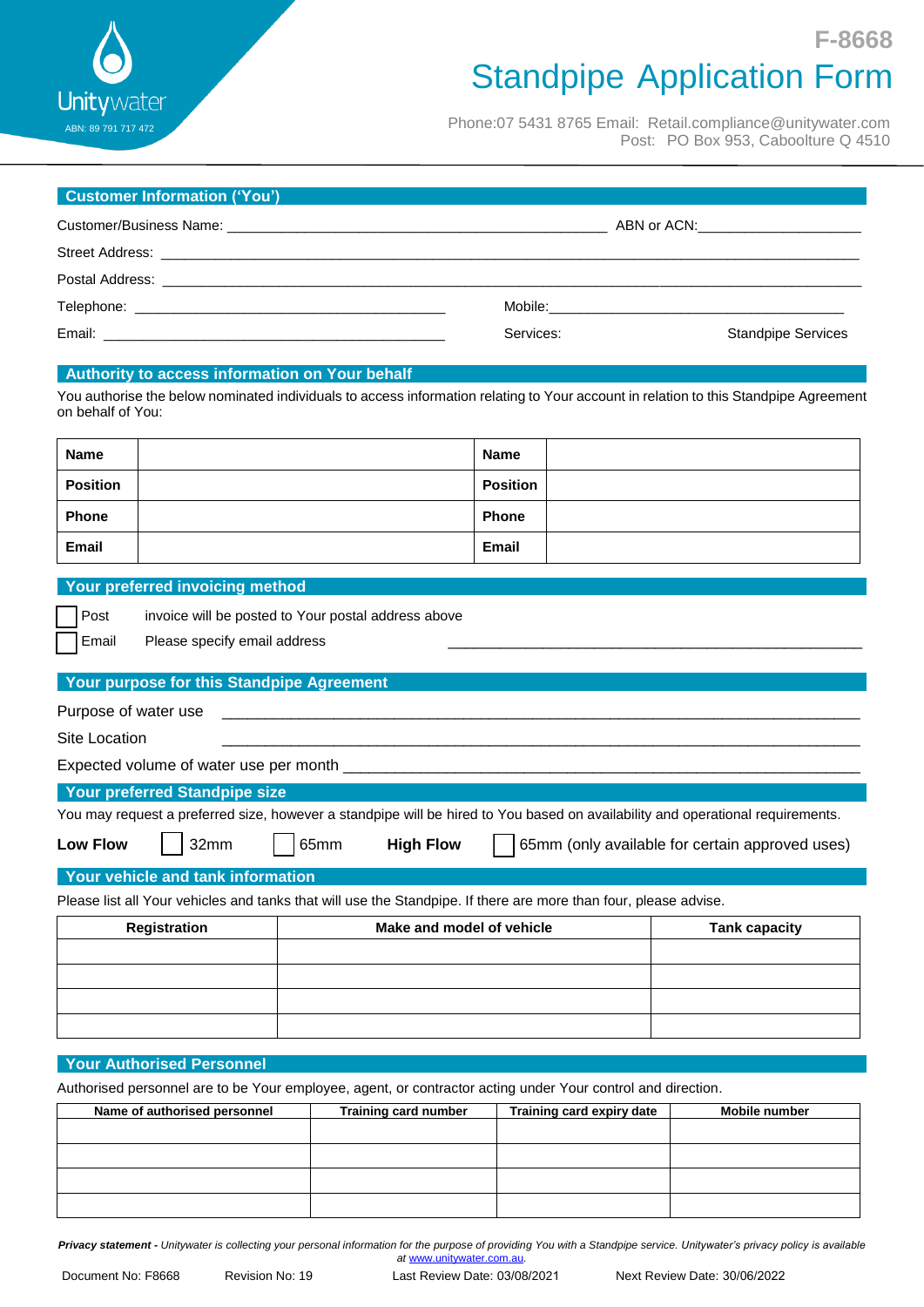Unitywater
ABN: 89 791 717 472

F-8668

# Standpipe Application Form

Phone:07 5431 8765 Email: Retail.compliance@unitywater.com
Post: PO Box 953, Caboolture Q 4510

## Customer Information ('You')

Customer/Business Name: ______________________________ ABN or ACN: ____________________

Street Address: ______________________________________________________________

Postal Address: ______________________________________________________________

Telephone: ____________________________ Mobile: ____________________________

Email: ____________________________ Services: Standpipe Services

## Authority to access information on Your behalf

You authorise the below nominated individuals to access information relating to Your account in relation to this Standpipe Agreement on behalf of You:

| **Name** | | **Name** | |
|---|---|---|---|
| **Position** | | **Position** | |
| **Phone** | | **Phone** | |
| **Email** | | **Email** | |

## Your preferred invoicing method

☐ Post invoice will be posted to Your postal address above

☐ Email Please specify email address ______________________________

## Your purpose for this Standpipe Agreement

Purpose of water use ______________________________________________________________

Site Location ______________________________________________________________

Expected volume of water use per month ______________________________________________

## Your preferred Standpipe size

You may request a preferred size, however a standpipe will be hired to You based on availability and operational requirements.

**Low Flow** ☐ 32mm ☐ 65mm **High Flow** ☐ 65mm (only available for certain approved uses)

## Your vehicle and tank information

Please list all Your vehicles and tanks that will use the Standpipe. If there are more than four, please advise.

| Registration | Make and model of vehicle | Tank capacity |
|---|---|---|
| | | |
| | | |
| | | |
| | | |

## Your Authorised Personnel

Authorised personnel are to be Your employee, agent, or contractor acting under Your control and direction.

| Name of authorised personnel | Training card number | Training card expiry date | Mobile number |
|---|---|---|---|
| | | | |
| | | | |
| | | | |
| | | | |

***Privacy statement** - Unitywater is collecting your personal information for the purpose of providing You with a Standpipe service. Unitywater's privacy policy is available at www.unitywater.com.au.*

Document No: F8668 Revision No: 19 Last Review Date: 03/08/2021 Next Review Date: 30/06/2022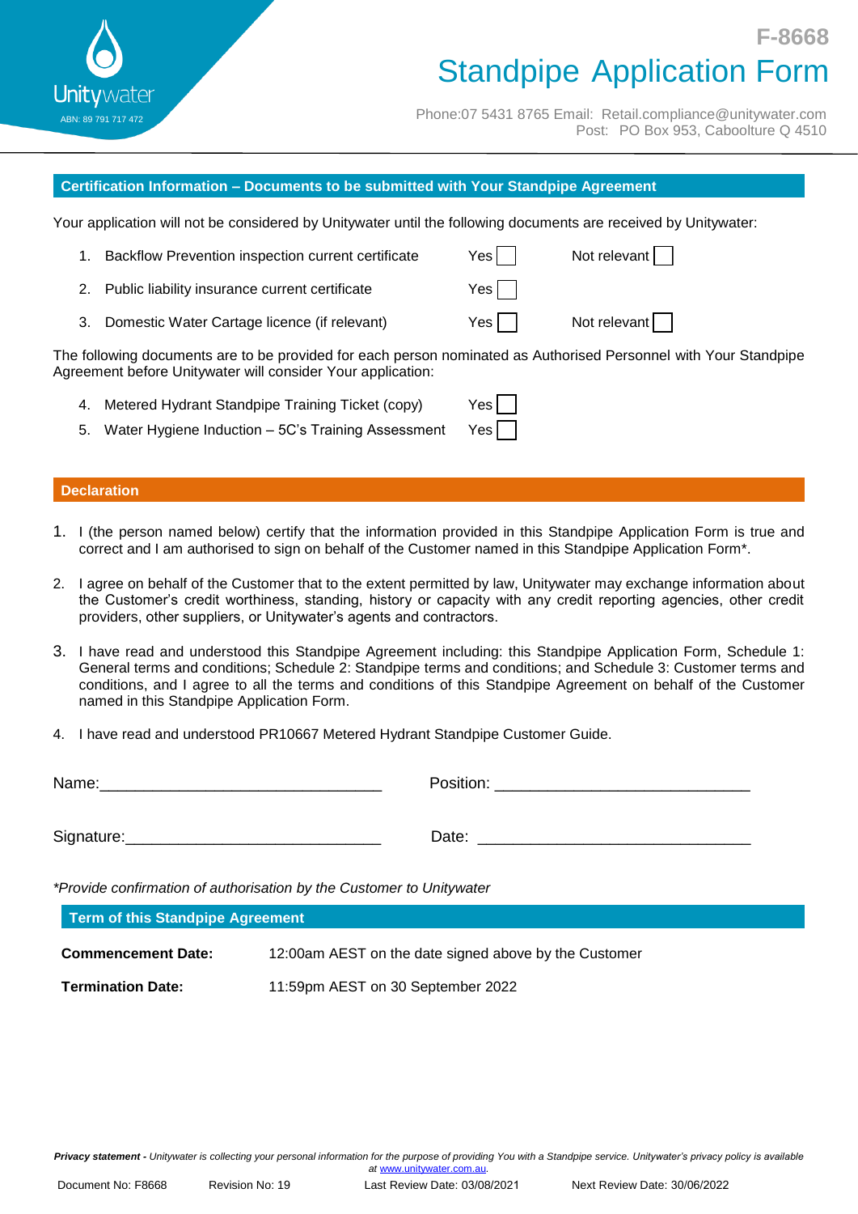Unitywater

ABN: 89 791 717 472

F-8668

# Standpipe Application Form

Phone:07 5431 8765 Email: Retail.compliance@unitywater.com
Post: PO Box 953, Caboolture Q 4510

## Certification Information – Documents to be submitted with Your Standpipe Agreement

Your application will not be considered by Unitywater until the following documents are received by Unitywater:

1. Backflow Prevention inspection current certificate — Yes ☐ Not relevant ☐
2. Public liability insurance current certificate — Yes ☐
3. Domestic Water Cartage licence (if relevant) — Yes ☐ Not relevant ☐

The following documents are to be provided for each person nominated as Authorised Personnel with Your Standpipe Agreement before Unitywater will consider Your application:

4. Metered Hydrant Standpipe Training Ticket (copy) — Yes ☐
5. Water Hygiene Induction – 5C's Training Assessment — Yes ☐

## Declaration

1. I (the person named below) certify that the information provided in this Standpipe Application Form is true and correct and I am authorised to sign on behalf of the Customer named in this Standpipe Application Form*.
2. I agree on behalf of the Customer that to the extent permitted by law, Unitywater may exchange information about the Customer's credit worthiness, standing, history or capacity with any credit reporting agencies, other credit providers, other suppliers, or Unitywater's agents and contractors.
3. I have read and understood this Standpipe Agreement including: this Standpipe Application Form, Schedule 1: General terms and conditions; Schedule 2: Standpipe terms and conditions; and Schedule 3: Customer terms and conditions, and I agree to all the terms and conditions of this Standpipe Agreement on behalf of the Customer named in this Standpipe Application Form.
4. I have read and understood PR10667 Metered Hydrant Standpipe Customer Guide.

Name:________________________________ Position: _____________________________

Signature:_____________________________ Date: _______________________________

*Provide confirmation of authorisation by the Customer to Unitywater*

## Term of this Standpipe Agreement

| | |
|---|---|
| **Commencement Date:** | 12:00am AEST on the date signed above by the Customer |
| **Termination Date:** | 11:59pm AEST on 30 September 2022 |

***Privacy statement*** *- Unitywater is collecting your personal information for the purpose of providing You with a Standpipe service. Unitywater's privacy policy is available at www.unitywater.com.au.*

Document No: F8668 Revision No: 19 Last Review Date: 03/08/2021 Next Review Date: 30/06/2022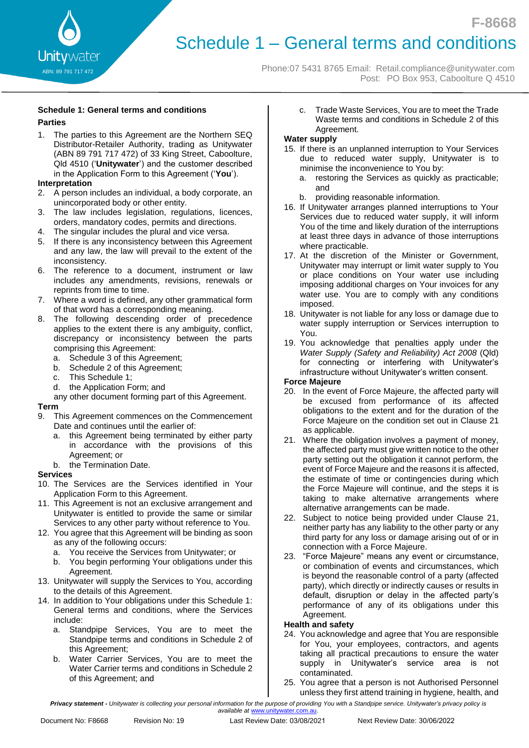# Schedule 1 – General terms and conditions

F-8668

Phone:07 5431 8765 Email: Retail.compliance@unitywater.com
Post: PO Box 953, Caboolture Q 4510

**Schedule 1: General terms and conditions**

**Parties**

1. The parties to this Agreement are the Northern SEQ Distributor-Retailer Authority, trading as Unitywater (ABN 89 791 717 472) of 33 King Street, Caboolture, Qld 4510 ('**Unitywater**') and the customer described in the Application Form to this Agreement ('**You**').

**Interpretation**

2. A person includes an individual, a body corporate, an unincorporated body or other entity.
3. The law includes legislation, regulations, licences, orders, mandatory codes, permits and directions.
4. The singular includes the plural and vice versa.
5. If there is any inconsistency between this Agreement and any law, the law will prevail to the extent of the inconsistency.
6. The reference to a document, instrument or law includes any amendments, revisions, renewals or reprints from time to time.
7. Where a word is defined, any other grammatical form of that word has a corresponding meaning.
8. The following descending order of precedence applies to the extent there is any ambiguity, conflict, discrepancy or inconsistency between the parts comprising this Agreement:
   a. Schedule 3 of this Agreement;
   b. Schedule 2 of this Agreement;
   c. This Schedule 1;
   d. the Application Form; and

   any other document forming part of this Agreement.

**Term**

9. This Agreement commences on the Commencement Date and continues until the earlier of:
   a. this Agreement being terminated by either party in accordance with the provisions of this Agreement; or
   b. the Termination Date.

**Services**

10. The Services are the Services identified in Your Application Form to this Agreement.
11. This Agreement is not an exclusive arrangement and Unitywater is entitled to provide the same or similar Services to any other party without reference to You.
12. You agree that this Agreement will be binding as soon as any of the following occurs:
    a. You receive the Services from Unitywater; or
    b. You begin performing Your obligations under this Agreement.
13. Unitywater will supply the Services to You, according to the details of this Agreement.
14. In addition to Your obligations under this Schedule 1: General terms and conditions, where the Services include:
    a. Standpipe Services, You are to meet the Standpipe terms and conditions in Schedule 2 of this Agreement;
    b. Water Carrier Services, You are to meet the Water Carrier terms and conditions in Schedule 2 of this Agreement; and
    c. Trade Waste Services, You are to meet the Trade Waste terms and conditions in Schedule 2 of this Agreement.

**Water supply**

15. If there is an unplanned interruption to Your Services due to reduced water supply, Unitywater is to minimise the inconvenience to You by:
    a. restoring the Services as quickly as practicable; and
    b. providing reasonable information.
16. If Unitywater arranges planned interruptions to Your Services due to reduced water supply, it will inform You of the time and likely duration of the interruptions at least three days in advance of those interruptions where practicable.
17. At the discretion of the Minister or Government, Unitywater may interrupt or limit water supply to You or place conditions on Your water use including imposing additional charges on Your invoices for any water use. You are to comply with any conditions imposed.
18. Unitywater is not liable for any loss or damage due to water supply interruption or Services interruption to You.
19. You acknowledge that penalties apply under the *Water Supply (Safety and Reliability) Act 2008* (Qld) for connecting or interfering with Unitywater's infrastructure without Unitywater's written consent.

**Force Majeure**

20. In the event of Force Majeure, the affected party will be excused from performance of its affected obligations to the extent and for the duration of the Force Majeure on the condition set out in Clause 21 as applicable.
21. Where the obligation involves a payment of money, the affected party must give written notice to the other party setting out the obligation it cannot perform, the event of Force Majeure and the reasons it is affected, the estimate of time or contingencies during which the Force Majeure will continue, and the steps it is taking to make alternative arrangements where alternative arrangements can be made.
22. Subject to notice being provided under Clause 21, neither party has any liability to the other party or any third party for any loss or damage arising out of or in connection with a Force Majeure.
23. "Force Majeure" means any event or circumstance, or combination of events and circumstances, which is beyond the reasonable control of a party (affected party), which directly or indirectly causes or results in default, disruption or delay in the affected party's performance of any of its obligations under this Agreement.

**Health and safety**

24. You acknowledge and agree that You are responsible for You, your employees, contractors, and agents taking all practical precautions to ensure the water supply in Unitywater's service area is not contaminated.
25. You agree that a person is not Authorised Personnel unless they first attend training in hygiene, health, and

***Privacy statement -*** *Unitywater is collecting your personal information for the purpose of providing You with a Standpipe service. Unitywater's privacy policy is available at www.unitywater.com.au.*

Document No: F8668 Revision No: 19 Last Review Date: 03/08/2021 Next Review Date: 30/06/2022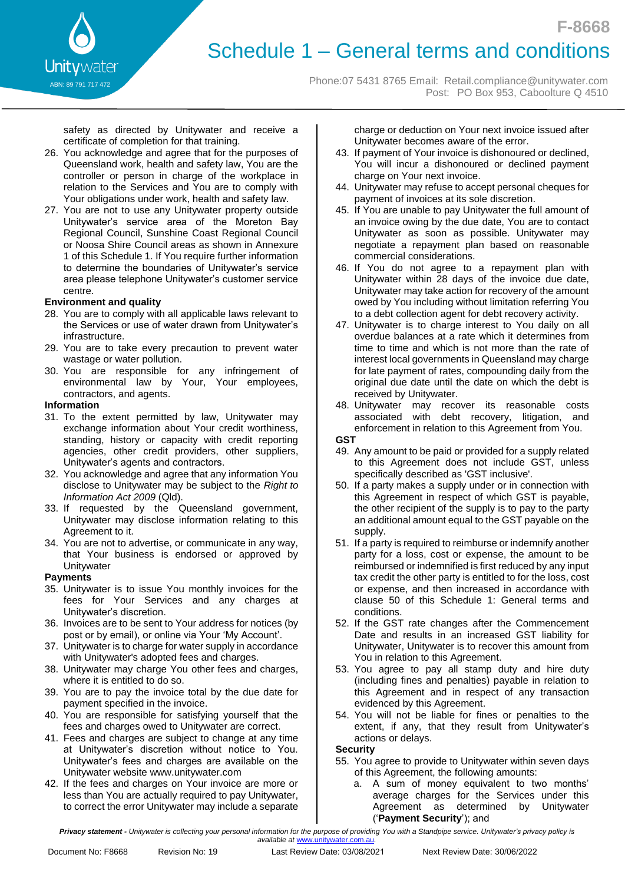safety as directed by Unitywater and receive a certificate of completion for that training.

26. You acknowledge and agree that for the purposes of Queensland work, health and safety law, You are the controller or person in charge of the workplace in relation to the Services and You are to comply with Your obligations under work, health and safety law.
27. You are not to use any Unitywater property outside Unitywater's service area of the Moreton Bay Regional Council, Sunshine Coast Regional Council or Noosa Shire Council areas as shown in Annexure 1 of this Schedule 1. If You require further information to determine the boundaries of Unitywater's service area please telephone Unitywater's customer service centre.

**Environment and quality**

28. You are to comply with all applicable laws relevant to the Services or use of water drawn from Unitywater's infrastructure.
29. You are to take every precaution to prevent water wastage or water pollution.
30. You are responsible for any infringement of environmental law by Your, Your employees, contractors, and agents.

**Information**

31. To the extent permitted by law, Unitywater may exchange information about Your credit worthiness, standing, history or capacity with credit reporting agencies, other credit providers, other suppliers, Unitywater's agents and contractors.
32. You acknowledge and agree that any information You disclose to Unitywater may be subject to the *Right to Information Act 2009* (Qld).
33. If requested by the Queensland government, Unitywater may disclose information relating to this Agreement to it.
34. You are not to advertise, or communicate in any way, that Your business is endorsed or approved by Unitywater

**Payments**

35. Unitywater is to issue You monthly invoices for the fees for Your Services and any charges at Unitywater's discretion.
36. Invoices are to be sent to Your address for notices (by post or by email), or online via Your 'My Account'.
37. Unitywater is to charge for water supply in accordance with Unitywater's adopted fees and charges.
38. Unitywater may charge You other fees and charges, where it is entitled to do so.
39. You are to pay the invoice total by the due date for payment specified in the invoice.
40. You are responsible for satisfying yourself that the fees and charges owed to Unitywater are correct.
41. Fees and charges are subject to change at any time at Unitywater's discretion without notice to You. Unitywater's fees and charges are available on the Unitywater website www.unitywater.com
42. If the fees and charges on Your invoice are more or less than You are actually required to pay Unitywater, to correct the error Unitywater may include a separate charge or deduction on Your next invoice issued after Unitywater becomes aware of the error.
43. If payment of Your invoice is dishonoured or declined, You will incur a dishonoured or declined payment charge on Your next invoice.
44. Unitywater may refuse to accept personal cheques for payment of invoices at its sole discretion.
45. If You are unable to pay Unitywater the full amount of an invoice owing by the due date, You are to contact Unitywater as soon as possible. Unitywater may negotiate a repayment plan based on reasonable commercial considerations.
46. If You do not agree to a repayment plan with Unitywater within 28 days of the invoice due date, Unitywater may take action for recovery of the amount owed by You including without limitation referring You to a debt collection agent for debt recovery activity.
47. Unitywater is to charge interest to You daily on all overdue balances at a rate which it determines from time to time and which is not more than the rate of interest local governments in Queensland may charge for late payment of rates, compounding daily from the original due date until the date on which the debt is received by Unitywater.
48. Unitywater may recover its reasonable costs associated with debt recovery, litigation, and enforcement in relation to this Agreement from You.

**GST**

49. Any amount to be paid or provided for a supply related to this Agreement does not include GST, unless specifically described as 'GST inclusive'.
50. If a party makes a supply under or in connection with this Agreement in respect of which GST is payable, the other recipient of the supply is to pay to the party an additional amount equal to the GST payable on the supply.
51. If a party is required to reimburse or indemnify another party for a loss, cost or expense, the amount to be reimbursed or indemnified is first reduced by any input tax credit the other party is entitled to for the loss, cost or expense, and then increased in accordance with clause 50 of this Schedule 1: General terms and conditions.
52. If the GST rate changes after the Commencement Date and results in an increased GST liability for Unitywater, Unitywater is to recover this amount from You in relation to this Agreement.
53. You agree to pay all stamp duty and hire duty (including fines and penalties) payable in relation to this Agreement and in respect of any transaction evidenced by this Agreement.
54. You will not be liable for fines or penalties to the extent, if any, that they result from Unitywater's actions or delays.

**Security**

55. You agree to provide to Unitywater within seven days of this Agreement, the following amounts:
    a. A sum of money equivalent to two months' average charges for the Services under this Agreement as determined by Unitywater ('**Payment Security**'); and

***Privacy statement*** *- Unitywater is collecting your personal information for the purpose of providing You with a Standpipe service. Unitywater's privacy policy is available at www.unitywater.com.au.*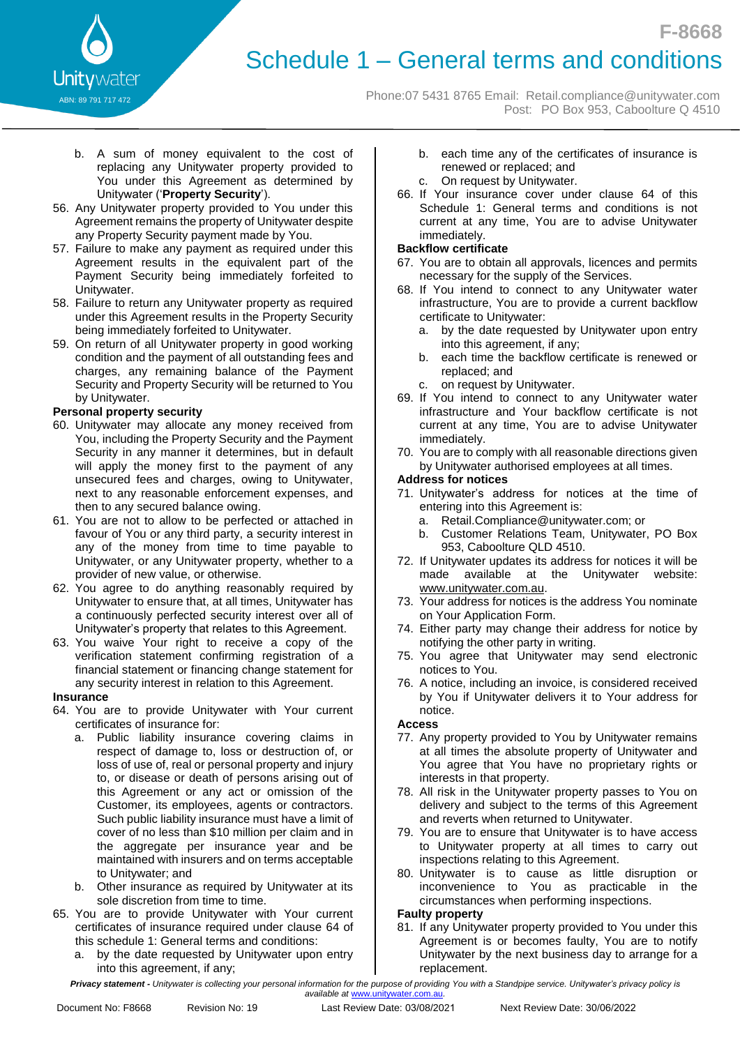b. A sum of money equivalent to the cost of replacing any Unitywater property provided to You under this Agreement as determined by Unitywater ('**Property Security**').

56. Any Unitywater property provided to You under this Agreement remains the property of Unitywater despite any Property Security payment made by You.
57. Failure to make any payment as required under this Agreement results in the equivalent part of the Payment Security being immediately forfeited to Unitywater.
58. Failure to return any Unitywater property as required under this Agreement results in the Property Security being immediately forfeited to Unitywater.
59. On return of all Unitywater property in good working condition and the payment of all outstanding fees and charges, any remaining balance of the Payment Security and Property Security will be returned to You by Unitywater.

**Personal property security**

60. Unitywater may allocate any money received from You, including the Property Security and the Payment Security in any manner it determines, but in default will apply the money first to the payment of any unsecured fees and charges, owing to Unitywater, next to any reasonable enforcement expenses, and then to any secured balance owing.
61. You are not to allow to be perfected or attached in favour of You or any third party, a security interest in any of the money from time to time payable to Unitywater, or any Unitywater property, whether to a provider of new value, or otherwise.
62. You agree to do anything reasonably required by Unitywater to ensure that, at all times, Unitywater has a continuously perfected security interest over all of Unitywater's property that relates to this Agreement.
63. You waive Your right to receive a copy of the verification statement confirming registration of a financial statement or financing change statement for any security interest in relation to this Agreement.

**Insurance**

64. You are to provide Unitywater with Your current certificates of insurance for:
    a. Public liability insurance covering claims in respect of damage to, loss or destruction of, or loss of use of, real or personal property and injury to, or disease or death of persons arising out of this Agreement or any act or omission of the Customer, its employees, agents or contractors. Such public liability insurance must have a limit of cover of no less than $10 million per claim and in the aggregate per insurance year and be maintained with insurers and on terms acceptable to Unitywater; and
    b. Other insurance as required by Unitywater at its sole discretion from time to time.
65. You are to provide Unitywater with Your current certificates of insurance required under clause 64 of this schedule 1: General terms and conditions:
    a. by the date requested by Unitywater upon entry into this agreement, if any;
    b. each time any of the certificates of insurance is renewed or replaced; and
    c. On request by Unitywater.
66. If Your insurance cover under clause 64 of this Schedule 1: General terms and conditions is not current at any time, You are to advise Unitywater immediately.

**Backflow certificate**

67. You are to obtain all approvals, licences and permits necessary for the supply of the Services.
68. If You intend to connect to any Unitywater water infrastructure, You are to provide a current backflow certificate to Unitywater:
    a. by the date requested by Unitywater upon entry into this agreement, if any;
    b. each time the backflow certificate is renewed or replaced; and
    c. on request by Unitywater.
69. If You intend to connect to any Unitywater water infrastructure and Your backflow certificate is not current at any time, You are to advise Unitywater immediately.
70. You are to comply with all reasonable directions given by Unitywater authorised employees at all times.

**Address for notices**

71. Unitywater's address for notices at the time of entering into this Agreement is:
    a. Retail.Compliance@unitywater.com; or
    b. Customer Relations Team, Unitywater, PO Box 953, Caboolture QLD 4510.
72. If Unitywater updates its address for notices it will be made available at the Unitywater website: www.unitywater.com.au.
73. Your address for notices is the address You nominate on Your Application Form.
74. Either party may change their address for notice by notifying the other party in writing.
75. You agree that Unitywater may send electronic notices to You.
76. A notice, including an invoice, is considered received by You if Unitywater delivers it to Your address for notice.

**Access**

77. Any property provided to You by Unitywater remains at all times the absolute property of Unitywater and You agree that You have no proprietary rights or interests in that property.
78. All risk in the Unitywater property passes to You on delivery and subject to the terms of this Agreement and reverts when returned to Unitywater.
79. You are to ensure that Unitywater is to have access to Unitywater property at all times to carry out inspections relating to this Agreement.
80. Unitywater is to cause as little disruption or inconvenience to You as practicable in the circumstances when performing inspections.

**Faulty property**

81. If any Unitywater property provided to You under this Agreement is or becomes faulty, You are to notify Unitywater by the next business day to arrange for a replacement.

***Privacy statement** - Unitywater is collecting your personal information for the purpose of providing You with a Standpipe service. Unitywater's privacy policy is available at www.unitywater.com.au.*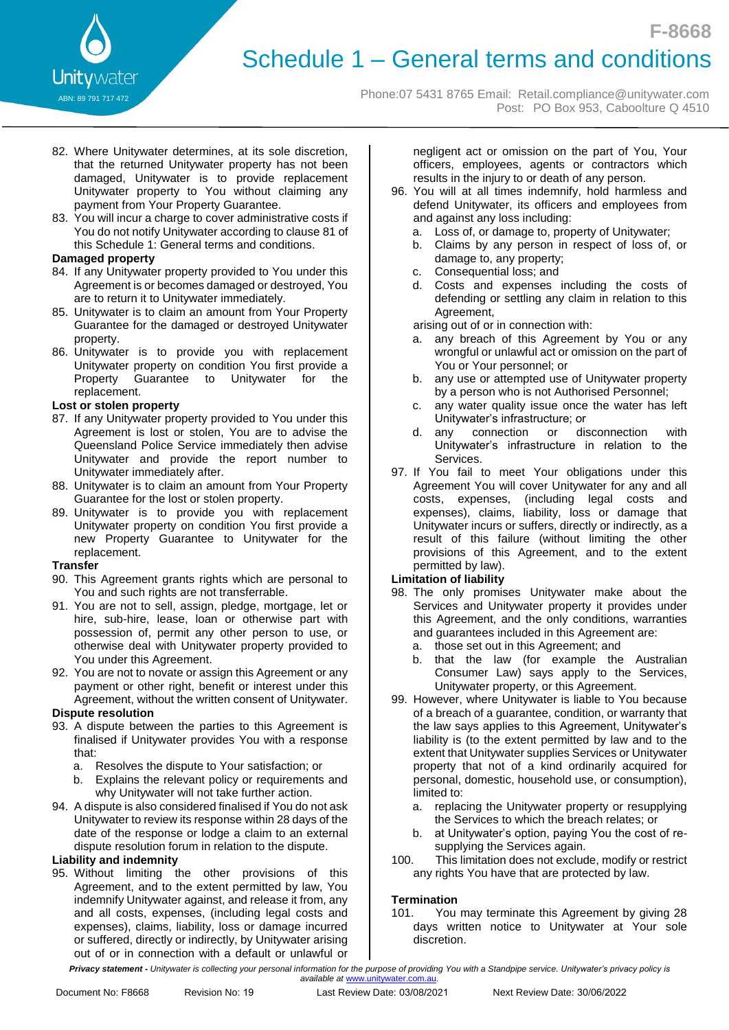82. Where Unitywater determines, at its sole discretion, that the returned Unitywater property has not been damaged, Unitywater is to provide replacement Unitywater property to You without claiming any payment from Your Property Guarantee.
83. You will incur a charge to cover administrative costs if You do not notify Unitywater according to clause 81 of this Schedule 1: General terms and conditions.

**Damaged property**

84. If any Unitywater property provided to You under this Agreement is or becomes damaged or destroyed, You are to return it to Unitywater immediately.
85. Unitywater is to claim an amount from Your Property Guarantee for the damaged or destroyed Unitywater property.
86. Unitywater is to provide you with replacement Unitywater property on condition You first provide a Property Guarantee to Unitywater for the replacement.

**Lost or stolen property**

87. If any Unitywater property provided to You under this Agreement is lost or stolen, You are to advise the Queensland Police Service immediately then advise Unitywater and provide the report number to Unitywater immediately after.
88. Unitywater is to claim an amount from Your Property Guarantee for the lost or stolen property.
89. Unitywater is to provide you with replacement Unitywater property on condition You first provide a new Property Guarantee to Unitywater for the replacement.

**Transfer**

90. This Agreement grants rights which are personal to You and such rights are not transferrable.
91. You are not to sell, assign, pledge, mortgage, let or hire, sub-hire, lease, loan or otherwise part with possession of, permit any other person to use, or otherwise deal with Unitywater property provided to You under this Agreement.
92. You are not to novate or assign this Agreement or any payment or other right, benefit or interest under this Agreement, without the written consent of Unitywater.

**Dispute resolution**

93. A dispute between the parties to this Agreement is finalised if Unitywater provides You with a response that:
    a. Resolves the dispute to Your satisfaction; or
    b. Explains the relevant policy or requirements and why Unitywater will not take further action.
94. A dispute is also considered finalised if You do not ask Unitywater to review its response within 28 days of the date of the response or lodge a claim to an external dispute resolution forum in relation to the dispute.

**Liability and indemnity**

95. Without limiting the other provisions of this Agreement, and to the extent permitted by law, You indemnify Unitywater against, and release it from, any and all costs, expenses, (including legal costs and expenses), claims, liability, loss or damage incurred or suffered, directly or indirectly, by Unitywater arising out of or in connection with a default or unlawful or negligent act or omission on the part of You, Your officers, employees, agents or contractors which results in the injury to or death of any person.
96. You will at all times indemnify, hold harmless and defend Unitywater, its officers and employees from and against any loss including:
    a. Loss of, or damage to, property of Unitywater;
    b. Claims by any person in respect of loss of, or damage to, any property;
    c. Consequential loss; and
    d. Costs and expenses including the costs of defending or settling any claim in relation to this Agreement,

    arising out of or in connection with:
    a. any breach of this Agreement by You or any wrongful or unlawful act or omission on the part of You or Your personnel; or
    b. any use or attempted use of Unitywater property by a person who is not Authorised Personnel;
    c. any water quality issue once the water has left Unitywater's infrastructure; or
    d. any connection or disconnection with Unitywater's infrastructure in relation to the Services.
97. If You fail to meet Your obligations under this Agreement You will cover Unitywater for any and all costs, expenses, (including legal costs and expenses), claims, liability, loss or damage that Unitywater incurs or suffers, directly or indirectly, as a result of this failure (without limiting the other provisions of this Agreement, and to the extent permitted by law).

**Limitation of liability**

98. The only promises Unitywater make about the Services and Unitywater property it provides under this Agreement, and the only conditions, warranties and guarantees included in this Agreement are:
    a. those set out in this Agreement; and
    b. that the law (for example the Australian Consumer Law) says apply to the Services, Unitywater property, or this Agreement.
99. However, where Unitywater is liable to You because of a breach of a guarantee, condition, or warranty that the law says applies to this Agreement, Unitywater's liability is (to the extent permitted by law and to the extent that Unitywater supplies Services or Unitywater property that not of a kind ordinarily acquired for personal, domestic, household use, or consumption), limited to:
    a. replacing the Unitywater property or resupplying the Services to which the breach relates; or
    b. at Unitywater's option, paying You the cost of re-supplying the Services again.
100. This limitation does not exclude, modify or restrict any rights You have that are protected by law.

**Termination**

101. You may terminate this Agreement by giving 28 days written notice to Unitywater at Your sole discretion.

***Privacy statement** - Unitywater is collecting your personal information for the purpose of providing You with a Standpipe service. Unitywater's privacy policy is available at www.unitywater.com.au.*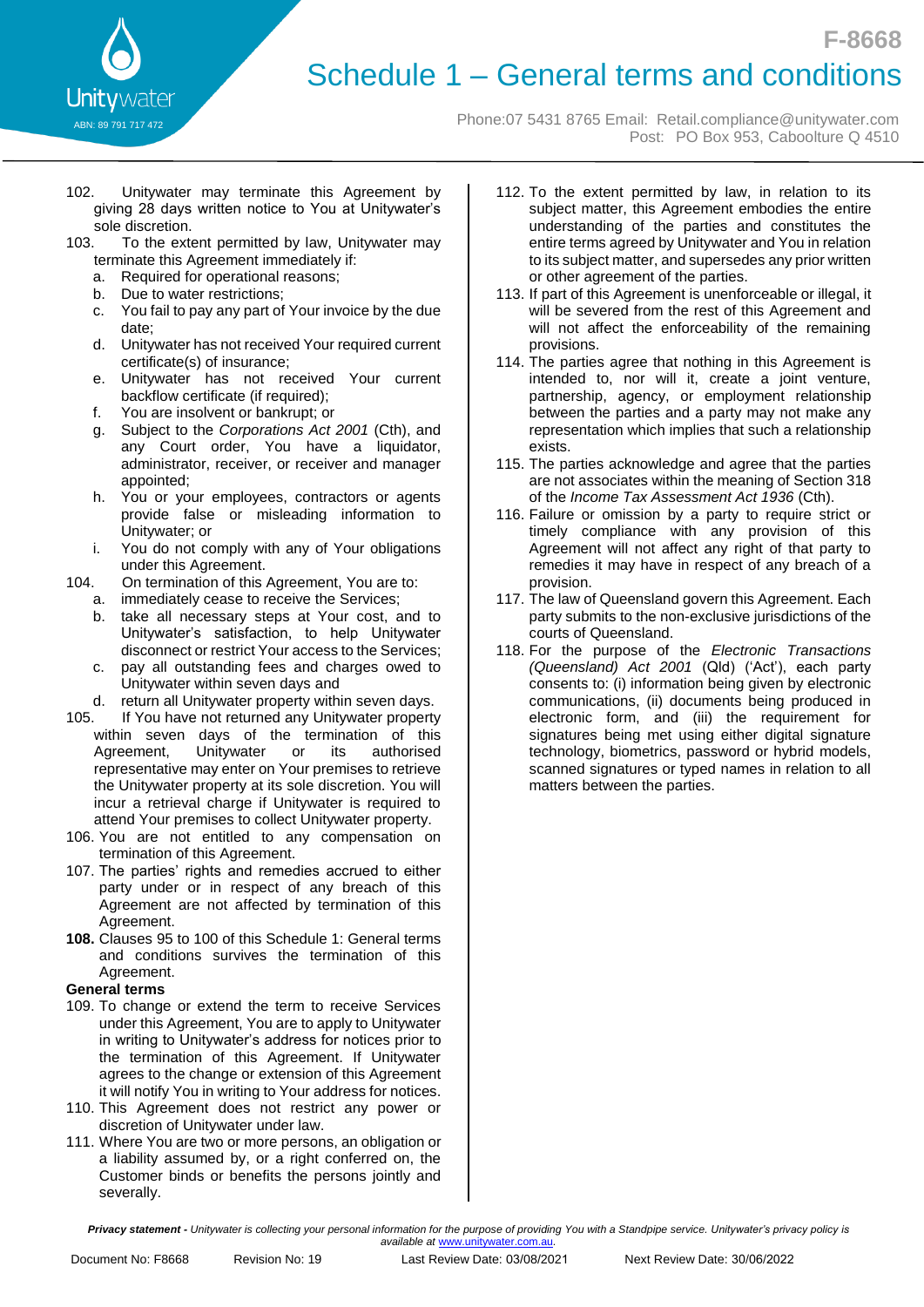102. Unitywater may terminate this Agreement by giving 28 days written notice to You at Unitywater's sole discretion.

103. To the extent permitted by law, Unitywater may terminate this Agreement immediately if:
   a. Required for operational reasons;
   b. Due to water restrictions;
   c. You fail to pay any part of Your invoice by the due date;
   d. Unitywater has not received Your required current certificate(s) of insurance;
   e. Unitywater has not received Your current backflow certificate (if required);
   f. You are insolvent or bankrupt; or
   g. Subject to the *Corporations Act 2001* (Cth), and any Court order, You have a liquidator, administrator, receiver, or receiver and manager appointed;
   h. You or your employees, contractors or agents provide false or misleading information to Unitywater; or
   i. You do not comply with any of Your obligations under this Agreement.

104. On termination of this Agreement, You are to:
   a. immediately cease to receive the Services;
   b. take all necessary steps at Your cost, and to Unitywater's satisfaction, to help Unitywater disconnect or restrict Your access to the Services;
   c. pay all outstanding fees and charges owed to Unitywater within seven days and
   d. return all Unitywater property within seven days.

105. If You have not returned any Unitywater property within seven days of the termination of this Agreement, Unitywater or its authorised representative may enter on Your premises to retrieve the Unitywater property at its sole discretion. You will incur a retrieval charge if Unitywater is required to attend Your premises to collect Unitywater property.

106. You are not entitled to any compensation on termination of this Agreement.

107. The parties' rights and remedies accrued to either party under or in respect of any breach of this Agreement are not affected by termination of this Agreement.

**108.** Clauses 95 to 100 of this Schedule 1: General terms and conditions survives the termination of this Agreement.

**General terms**

109. To change or extend the term to receive Services under this Agreement, You are to apply to Unitywater in writing to Unitywater's address for notices prior to the termination of this Agreement. If Unitywater agrees to the change or extension of this Agreement it will notify You in writing to Your address for notices.

110. This Agreement does not restrict any power or discretion of Unitywater under law.

111. Where You are two or more persons, an obligation or a liability assumed by, or a right conferred on, the Customer binds or benefits the persons jointly and severally.

112. To the extent permitted by law, in relation to its subject matter, this Agreement embodies the entire understanding of the parties and constitutes the entire terms agreed by Unitywater and You in relation to its subject matter, and supersedes any prior written or other agreement of the parties.

113. If part of this Agreement is unenforceable or illegal, it will be severed from the rest of this Agreement and will not affect the enforceability of the remaining provisions.

114. The parties agree that nothing in this Agreement is intended to, nor will it, create a joint venture, partnership, agency, or employment relationship between the parties and a party may not make any representation which implies that such a relationship exists.

115. The parties acknowledge and agree that the parties are not associates within the meaning of Section 318 of the *Income Tax Assessment Act 1936* (Cth).

116. Failure or omission by a party to require strict or timely compliance with any provision of this Agreement will not affect any right of that party to remedies it may have in respect of any breach of a provision.

117. The law of Queensland govern this Agreement. Each party submits to the non-exclusive jurisdictions of the courts of Queensland.

118. For the purpose of the *Electronic Transactions (Queensland) Act 2001* (Qld) ('Act'), each party consents to: (i) information being given by electronic communications, (ii) documents being produced in electronic form, and (iii) the requirement for signatures being met using either digital signature technology, biometrics, password or hybrid models, scanned signatures or typed names in relation to all matters between the parties.

***Privacy statement -*** *Unitywater is collecting your personal information for the purpose of providing You with a Standpipe service. Unitywater's privacy policy is available at [www.unitywater.com.au](http://www.unitywater.com.au).*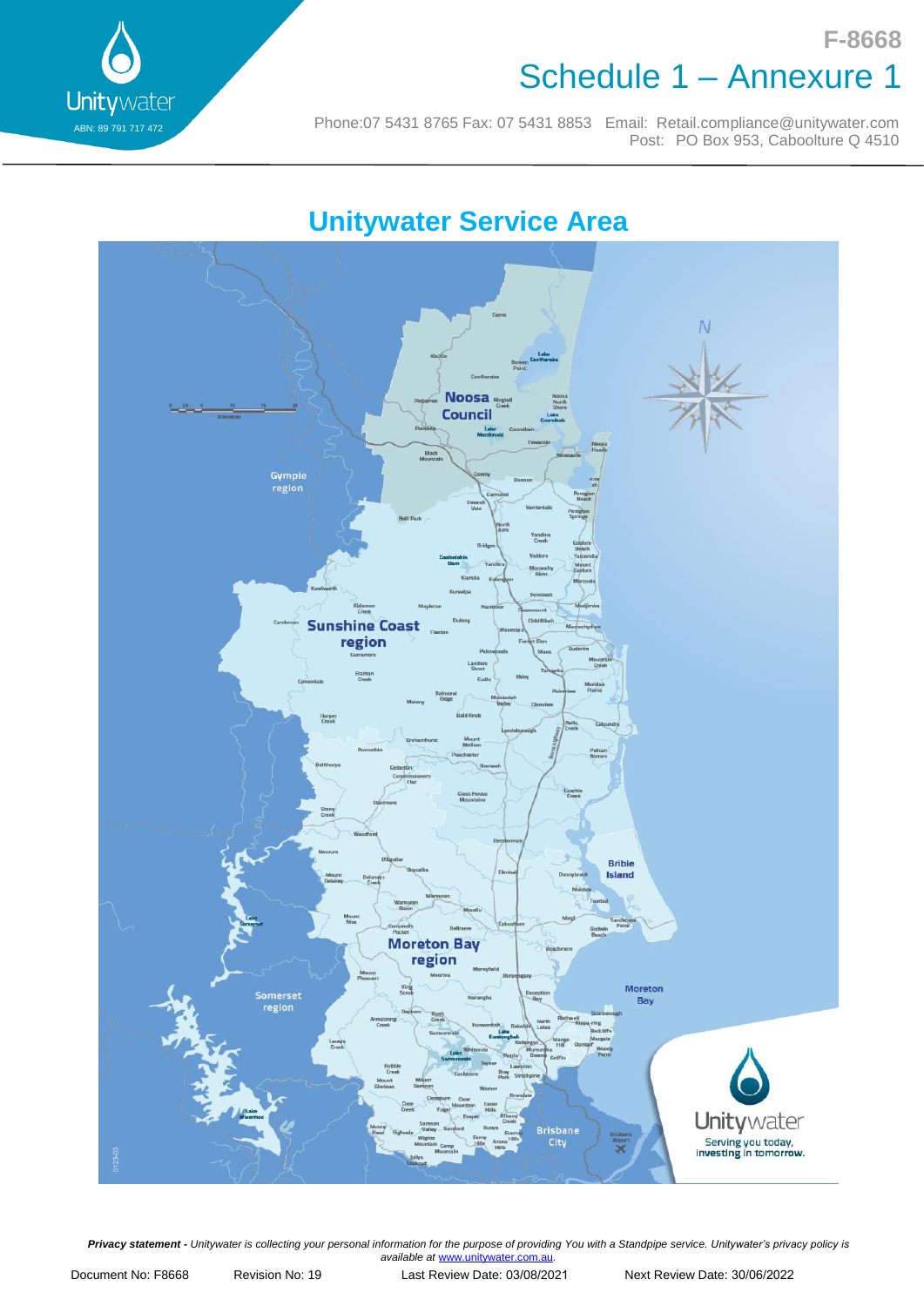F-8668

# Schedule 1 – Annexure 1

Phone:07 5431 8765 Fax: 07 5431 8853 Email: Retail.compliance@unitywater.com
Post: PO Box 953, Caboolture Q 4510

## Unitywater Service Area

Noosa Council

Gympie region

Sunshine Coast region

Bribie Island

Moreton Bay region

Moreton Bay

Somerset region

Brisbane City

Unitywater
Serving you today, investing in tomorrow.

***Privacy statement*** *- Unitywater is collecting your personal information for the purpose of providing You with a Standpipe service. Unitywater's privacy policy is available at www.unitywater.com.au.*

Document No: F8668 | Revision No: 19 | Last Review Date: 03/08/2021 | Next Review Date: 30/06/2022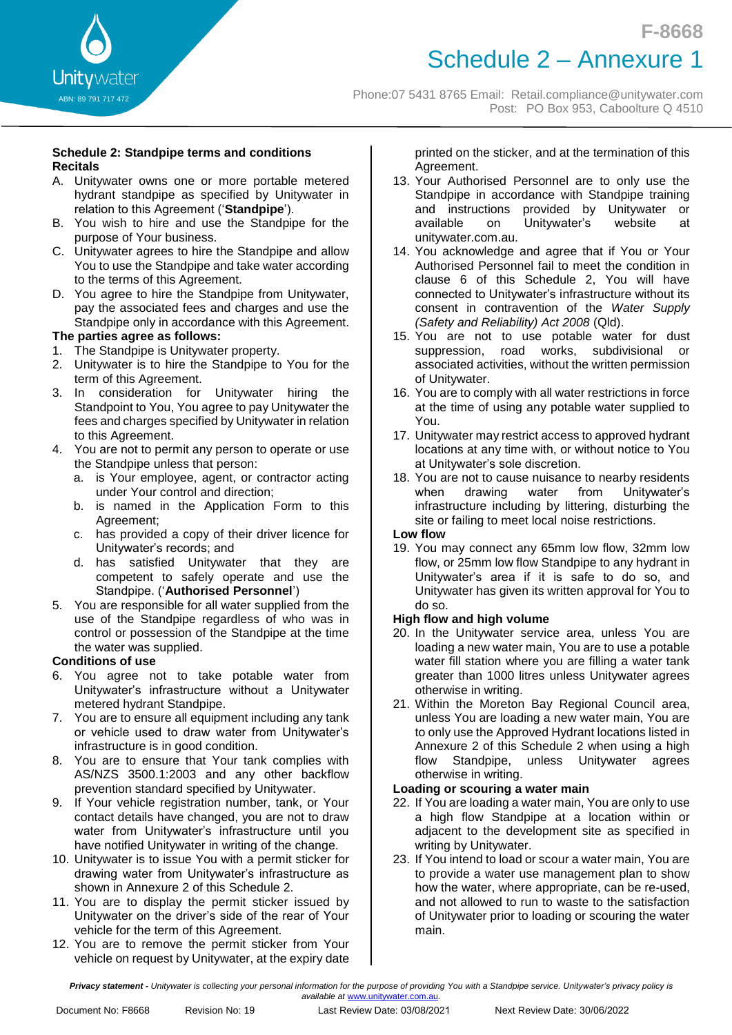# Schedule 2 – Annexure 1

**Schedule 2: Standpipe terms and conditions**

**Recitals**

A. Unitywater owns one or more portable metered hydrant standpipe as specified by Unitywater in relation to this Agreement ('**Standpipe**').

B. You wish to hire and use the Standpipe for the purpose of Your business.

C. Unitywater agrees to hire the Standpipe and allow You to use the Standpipe and take water according to the terms of this Agreement.

D. You agree to hire the Standpipe from Unitywater, pay the associated fees and charges and use the Standpipe only in accordance with this Agreement.

**The parties agree as follows:**

1. The Standpipe is Unitywater property.
2. Unitywater is to hire the Standpipe to You for the term of this Agreement.
3. In consideration for Unitywater hiring the Standpoint to You, You agree to pay Unitywater the fees and charges specified by Unitywater in relation to this Agreement.
4. You are not to permit any person to operate or use the Standpipe unless that person:
   a. is Your employee, agent, or contractor acting under Your control and direction;
   b. is named in the Application Form to this Agreement;
   c. has provided a copy of their driver licence for Unitywater's records; and
   d. has satisfied Unitywater that they are competent to safely operate and use the Standpipe. ('**Authorised Personnel**')
5. You are responsible for all water supplied from the use of the Standpipe regardless of who was in control or possession of the Standpipe at the time the water was supplied.

**Conditions of use**

6. You agree not to take potable water from Unitywater's infrastructure without a Unitywater metered hydrant Standpipe.
7. You are to ensure all equipment including any tank or vehicle used to draw water from Unitywater's infrastructure is in good condition.
8. You are to ensure that Your tank complies with AS/NZS 3500.1:2003 and any other backflow prevention standard specified by Unitywater.
9. If Your vehicle registration number, tank, or Your contact details have changed, you are not to draw water from Unitywater's infrastructure until you have notified Unitywater in writing of the change.
10. Unitywater is to issue You with a permit sticker for drawing water from Unitywater's infrastructure as shown in Annexure 2 of this Schedule 2.
11. You are to display the permit sticker issued by Unitywater on the driver's side of the rear of Your vehicle for the term of this Agreement.
12. You are to remove the permit sticker from Your vehicle on request by Unitywater, at the expiry date printed on the sticker, and at the termination of this Agreement.
13. Your Authorised Personnel are to only use the Standpipe in accordance with Standpipe training and instructions provided by Unitywater or available on Unitywater's website at unitywater.com.au.
14. You acknowledge and agree that if You or Your Authorised Personnel fail to meet the condition in clause 6 of this Schedule 2, You will have connected to Unitywater's infrastructure without its consent in contravention of the *Water Supply (Safety and Reliability) Act 2008* (Qld).
15. You are not to use potable water for dust suppression, road works, subdivisional or associated activities, without the written permission of Unitywater.
16. You are to comply with all water restrictions in force at the time of using any potable water supplied to You.
17. Unitywater may restrict access to approved hydrant locations at any time with, or without notice to You at Unitywater's sole discretion.
18. You are not to cause nuisance to nearby residents when drawing water from Unitywater's infrastructure including by littering, disturbing the site or failing to meet local noise restrictions.

**Low flow**

19. You may connect any 65mm low flow, 32mm low flow, or 25mm low flow Standpipe to any hydrant in Unitywater's area if it is safe to do so, and Unitywater has given its written approval for You to do so.

**High flow and high volume**

20. In the Unitywater service area, unless You are loading a new water main, You are to use a potable water fill station where you are filling a water tank greater than 1000 litres unless Unitywater agrees otherwise in writing.
21. Within the Moreton Bay Regional Council area, unless You are loading a new water main, You are to only use the Approved Hydrant locations listed in Annexure 2 of this Schedule 2 when using a high flow Standpipe, unless Unitywater agrees otherwise in writing.

**Loading or scouring a water main**

22. If You are loading a water main, You are only to use a high flow Standpipe at a location within or adjacent to the development site as specified in writing by Unitywater.
23. If You intend to load or scour a water main, You are to provide a water use management plan to show how the water, where appropriate, can be re-used, and not allowed to run to waste to the satisfaction of Unitywater prior to loading or scouring the water main.

***Privacy statement -*** *Unitywater is collecting your personal information for the purpose of providing You with a Standpipe service. Unitywater's privacy policy is available at www.unitywater.com.au.*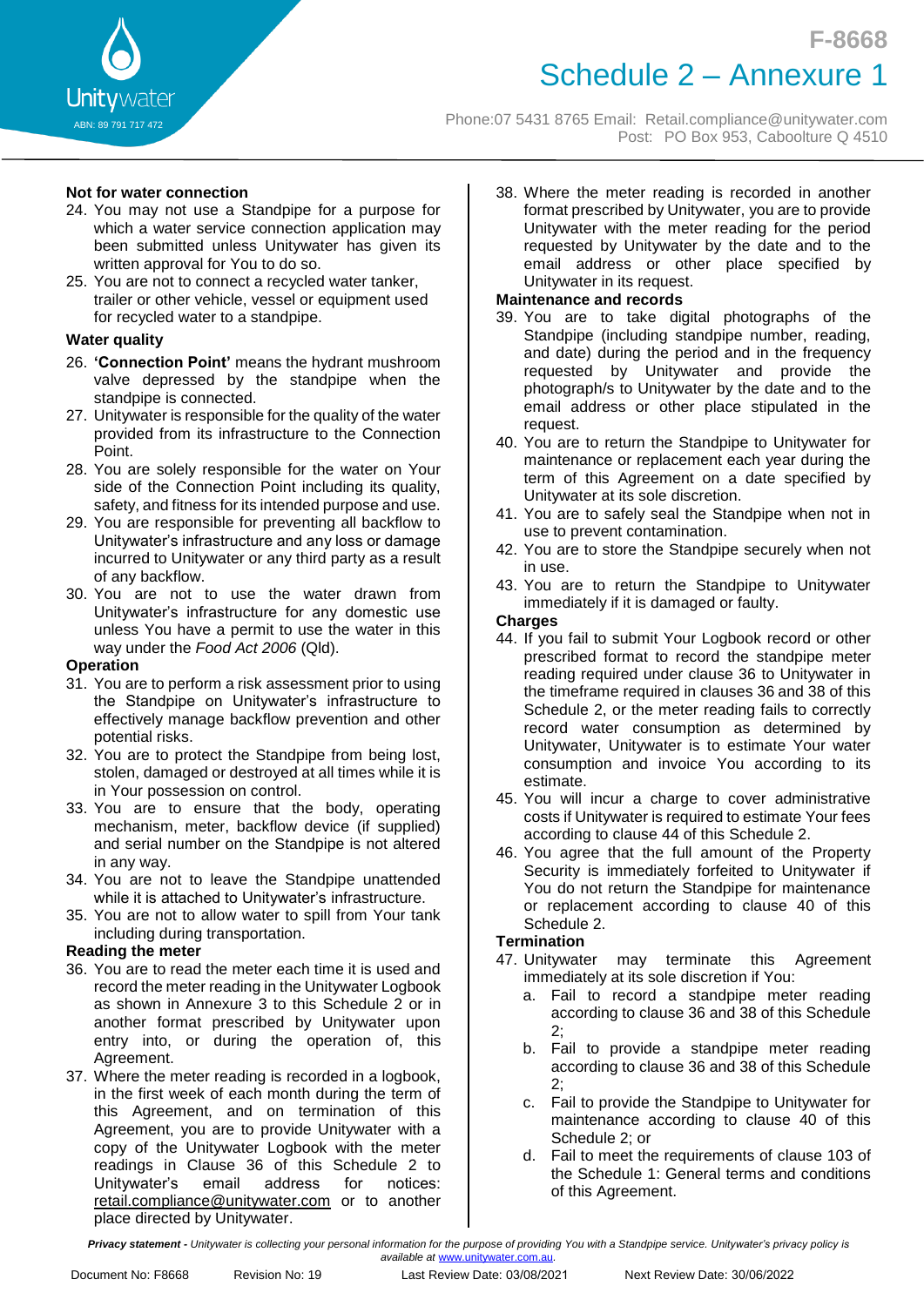F-8668

# Schedule 2 – Annexure 1

Phone:07 5431 8765 Email: Retail.compliance@unitywater.com
Post: PO Box 953, Caboolture Q 4510

**Not for water connection**

24. You may not use a Standpipe for a purpose for which a water service connection application may been submitted unless Unitywater has given its written approval for You to do so.
25. You are not to connect a recycled water tanker, trailer or other vehicle, vessel or equipment used for recycled water to a standpipe.

**Water quality**

26. **'Connection Point'** means the hydrant mushroom valve depressed by the standpipe when the standpipe is connected.
27. Unitywater is responsible for the quality of the water provided from its infrastructure to the Connection Point.
28. You are solely responsible for the water on Your side of the Connection Point including its quality, safety, and fitness for its intended purpose and use.
29. You are responsible for preventing all backflow to Unitywater's infrastructure and any loss or damage incurred to Unitywater or any third party as a result of any backflow.
30. You are not to use the water drawn from Unitywater's infrastructure for any domestic use unless You have a permit to use the water in this way under the *Food Act 2006* (Qld).

**Operation**

31. You are to perform a risk assessment prior to using the Standpipe on Unitywater's infrastructure to effectively manage backflow prevention and other potential risks.
32. You are to protect the Standpipe from being lost, stolen, damaged or destroyed at all times while it is in Your possession on control.
33. You are to ensure that the body, operating mechanism, meter, backflow device (if supplied) and serial number on the Standpipe is not altered in any way.
34. You are not to leave the Standpipe unattended while it is attached to Unitywater's infrastructure.
35. You are not to allow water to spill from Your tank including during transportation.

**Reading the meter**

36. You are to read the meter each time it is used and record the meter reading in the Unitywater Logbook as shown in Annexure 3 to this Schedule 2 or in another format prescribed by Unitywater upon entry into, or during the operation of, this Agreement.
37. Where the meter reading is recorded in a logbook, in the first week of each month during the term of this Agreement, and on termination of this Agreement, you are to provide Unitywater with a copy of the Unitywater Logbook with the meter readings in Clause 36 of this Schedule 2 to Unitywater's email address for notices: retail.compliance@unitywater.com or to another place directed by Unitywater.
38. Where the meter reading is recorded in another format prescribed by Unitywater, you are to provide Unitywater with the meter reading for the period requested by Unitywater by the date and to the email address or other place specified by Unitywater in its request.

**Maintenance and records**

39. You are to take digital photographs of the Standpipe (including standpipe number, reading, and date) during the period and in the frequency requested by Unitywater and provide the photograph/s to Unitywater by the date and to the email address or other place stipulated in the request.
40. You are to return the Standpipe to Unitywater for maintenance or replacement each year during the term of this Agreement on a date specified by Unitywater at its sole discretion.
41. You are to safely seal the Standpipe when not in use to prevent contamination.
42. You are to store the Standpipe securely when not in use.
43. You are to return the Standpipe to Unitywater immediately if it is damaged or faulty.

**Charges**

44. If you fail to submit Your Logbook record or other prescribed format to record the standpipe meter reading required under clause 36 to Unitywater in the timeframe required in clauses 36 and 38 of this Schedule 2, or the meter reading fails to correctly record water consumption as determined by Unitywater, Unitywater is to estimate Your water consumption and invoice You according to its estimate.
45. You will incur a charge to cover administrative costs if Unitywater is required to estimate Your fees according to clause 44 of this Schedule 2.
46. You agree that the full amount of the Property Security is immediately forfeited to Unitywater if You do not return the Standpipe for maintenance or replacement according to clause 40 of this Schedule 2.

**Termination**

47. Unitywater may terminate this Agreement immediately at its sole discretion if You:
    a. Fail to record a standpipe meter reading according to clause 36 and 38 of this Schedule 2;
    b. Fail to provide a standpipe meter reading according to clause 36 and 38 of this Schedule 2;
    c. Fail to provide the Standpipe to Unitywater for maintenance according to clause 40 of this Schedule 2; or
    d. Fail to meet the requirements of clause 103 of the Schedule 1: General terms and conditions of this Agreement.

***Privacy statement -*** *Unitywater is collecting your personal information for the purpose of providing You with a Standpipe service. Unitywater's privacy policy is available at www.unitywater.com.au.*

Document No: F8668 | Revision No: 19 | Last Review Date: 03/08/2021 | Next Review Date: 30/06/2022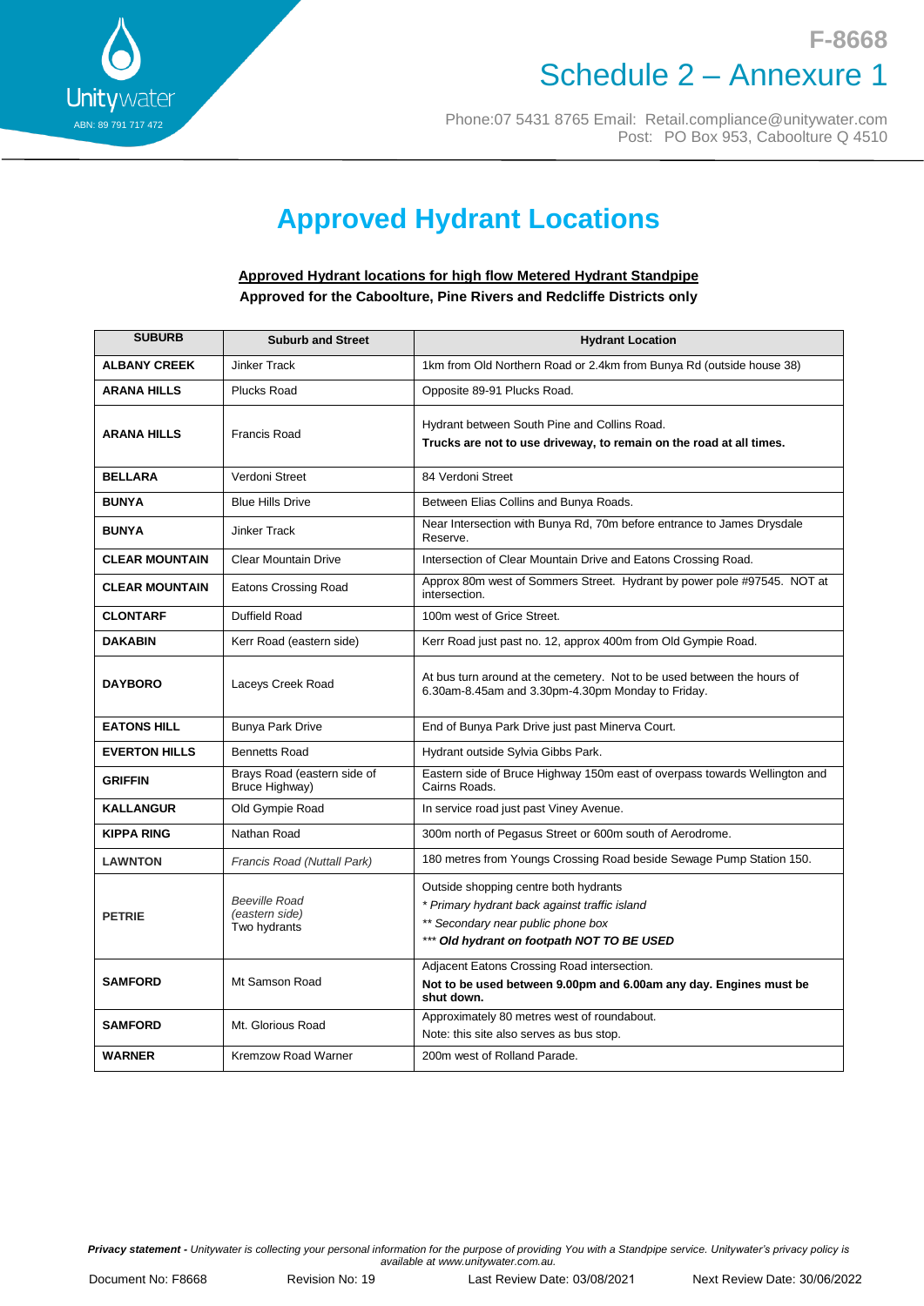# Approved Hydrant Locations

**Approved Hydrant locations for high flow Metered Hydrant Standpipe**

**Approved for the Caboolture, Pine Rivers and Redcliffe Districts only**

| SUBURB | Suburb and Street | Hydrant Location |
|---|---|---|
| **ALBANY CREEK** | Jinker Track | 1km from Old Northern Road or 2.4km from Bunya Rd (outside house 38) |
| **ARANA HILLS** | Plucks Road | Opposite 89-91 Plucks Road. |
| **ARANA HILLS** | Francis Road | Hydrant between South Pine and Collins Road. **Trucks are not to use driveway, to remain on the road at all times.** |
| **BELLARA** | Verdoni Street | 84 Verdoni Street |
| **BUNYA** | Blue Hills Drive | Between Elias Collins and Bunya Roads. |
| **BUNYA** | Jinker Track | Near Intersection with Bunya Rd, 70m before entrance to James Drysdale Reserve. |
| **CLEAR MOUNTAIN** | Clear Mountain Drive | Intersection of Clear Mountain Drive and Eatons Crossing Road. |
| **CLEAR MOUNTAIN** | Eatons Crossing Road | Approx 80m west of Sommers Street. Hydrant by power pole #97545. NOT at intersection. |
| **CLONTARF** | Duffield Road | 100m west of Grice Street. |
| **DAKABIN** | Kerr Road (eastern side) | Kerr Road just past no. 12, approx 400m from Old Gympie Road. |
| **DAYBORO** | Laceys Creek Road | At bus turn around at the cemetery. Not to be used between the hours of 6.30am-8.45am and 3.30pm-4.30pm Monday to Friday. |
| **EATONS HILL** | Bunya Park Drive | End of Bunya Park Drive just past Minerva Court. |
| **EVERTON HILLS** | Bennetts Road | Hydrant outside Sylvia Gibbs Park. |
| **GRIFFIN** | Brays Road (eastern side of Bruce Highway) | Eastern side of Bruce Highway 150m east of overpass towards Wellington and Cairns Roads. |
| **KALLANGUR** | Old Gympie Road | In service road just past Viney Avenue. |
| **KIPPA RING** | Nathan Road | 300m north of Pegasus Street or 600m south of Aerodrome. |
| **LAWNTON** | *Francis Road (Nuttall Park)* | 180 metres from Youngs Crossing Road beside Sewage Pump Station 150. |
| **PETRIE** | *Beeville Road (eastern side)* Two hydrants | Outside shopping centre both hydrants<br>* *Primary hydrant back against traffic island*<br>** *Secondary near public phone box*<br>*** ***Old hydrant on footpath NOT TO BE USED*** |
| **SAMFORD** | Mt Samson Road | Adjacent Eatons Crossing Road intersection. **Not to be used between 9.00pm and 6.00am any day. Engines must be shut down.** |
| **SAMFORD** | Mt. Glorious Road | Approximately 80 metres west of roundabout. Note: this site also serves as bus stop. |
| **WARNER** | Kremzow Road Warner | 200m west of Rolland Parade. |

***Privacy statement*** *- Unitywater is collecting your personal information for the purpose of providing You with a Standpipe service. Unitywater's privacy policy is available at www.unitywater.com.au.*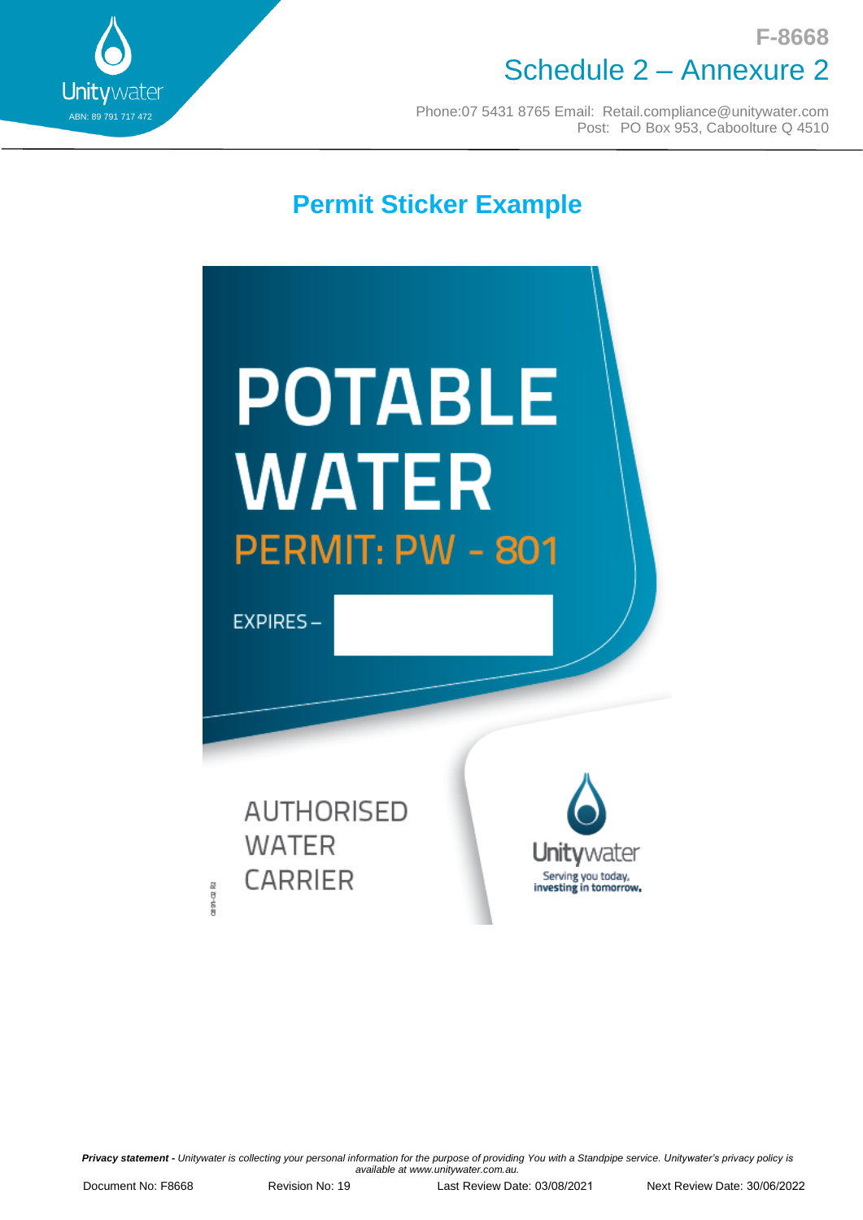# Schedule 2 – Annexure 2

## Permit Sticker Example

POTABLE WATER

PERMIT: PW - 801

EXPIRES –

AUTHORISED WATER CARRIER

Unitywater

Serving you today, investing in tomorrow.

***Privacy statement -*** *Unitywater is collecting your personal information for the purpose of providing You with a Standpipe service. Unitywater's privacy policy is available at www.unitywater.com.au.*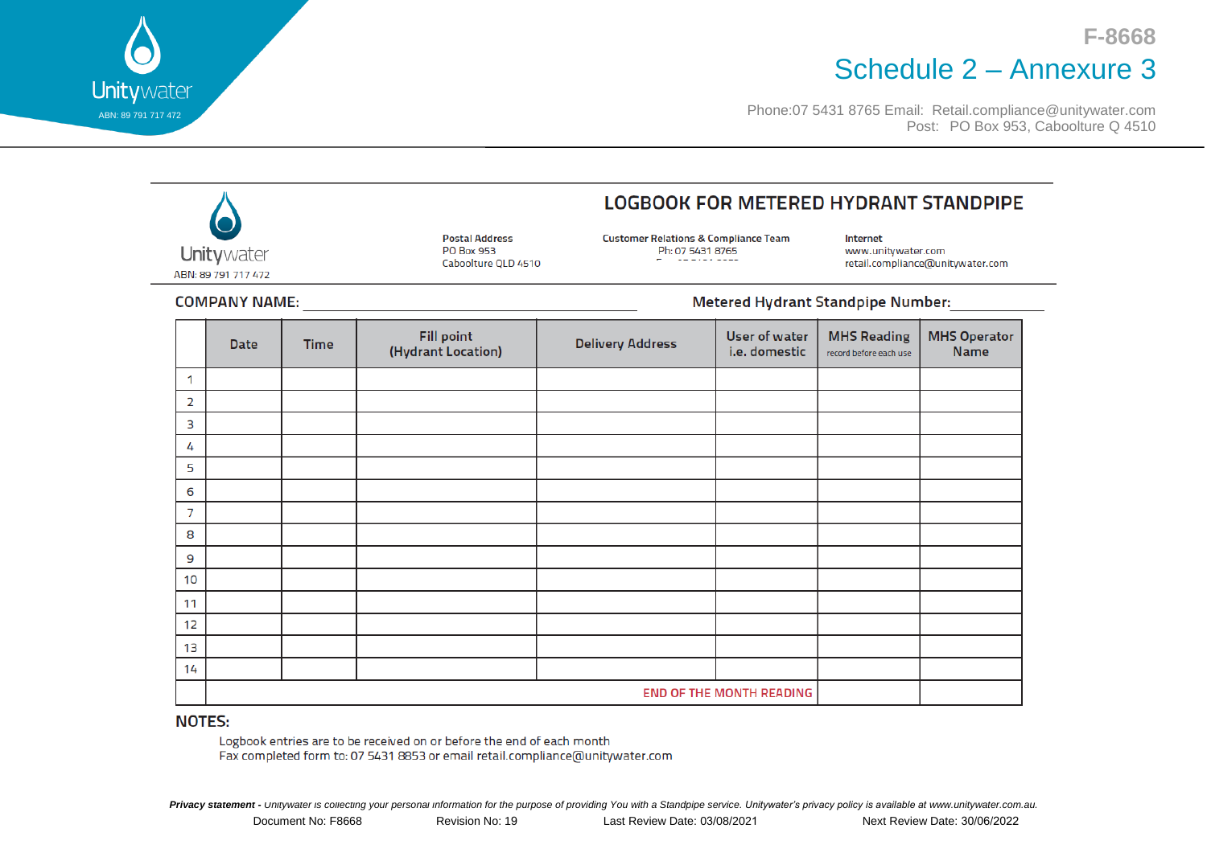Unitywater

ABN: 89 791 717 472

F-8668

# Schedule 2 – Annexure 3

Phone:07 5431 8765 Email: Retail.compliance@unitywater.com
Post: PO Box 953, Caboolture Q 4510

## LOGBOOK FOR METERED HYDRANT STANDPIPE

Unitywater
ABN: 89 791 717 472

**Postal Address**
PO Box 953
Caboolture QLD 4510

**Customer Relations & Compliance Team**
Ph: 07 5431 8765

**Internet**
www.unitywater.com
retail.compliance@unitywater.com

**COMPANY NAME:** ______________________________ **Metered Hydrant Standpipe Number:** ______________

| | Date | Time | Fill point (Hydrant Location) | Delivery Address | User of water i.e. domestic | MHS Reading record before each use | MHS Operator Name |
|---|---|---|---|---|---|---|---|
| 1 | | | | | | | |
| 2 | | | | | | | |
| 3 | | | | | | | |
| 4 | | | | | | | |
| 5 | | | | | | | |
| 6 | | | | | | | |
| 7 | | | | | | | |
| 8 | | | | | | | |
| 9 | | | | | | | |
| 10 | | | | | | | |
| 11 | | | | | | | |
| 12 | | | | | | | |
| 13 | | | | | | | |
| 14 | | | | | | | |
| | | | | | END OF THE MONTH READING | | |

**NOTES:**

Logbook entries are to be received on or before the end of each month
Fax completed form to: 07 5431 8853 or email retail.compliance@unitywater.com

***Privacy statement*** *- Unitywater is collecting your personal information for the purpose of providing You with a Standpipe service. Unitywater's privacy policy is available at www.unitywater.com.au.*

Document No: F8668 Revision No: 19 Last Review Date: 03/08/2021 Next Review Date: 30/06/2022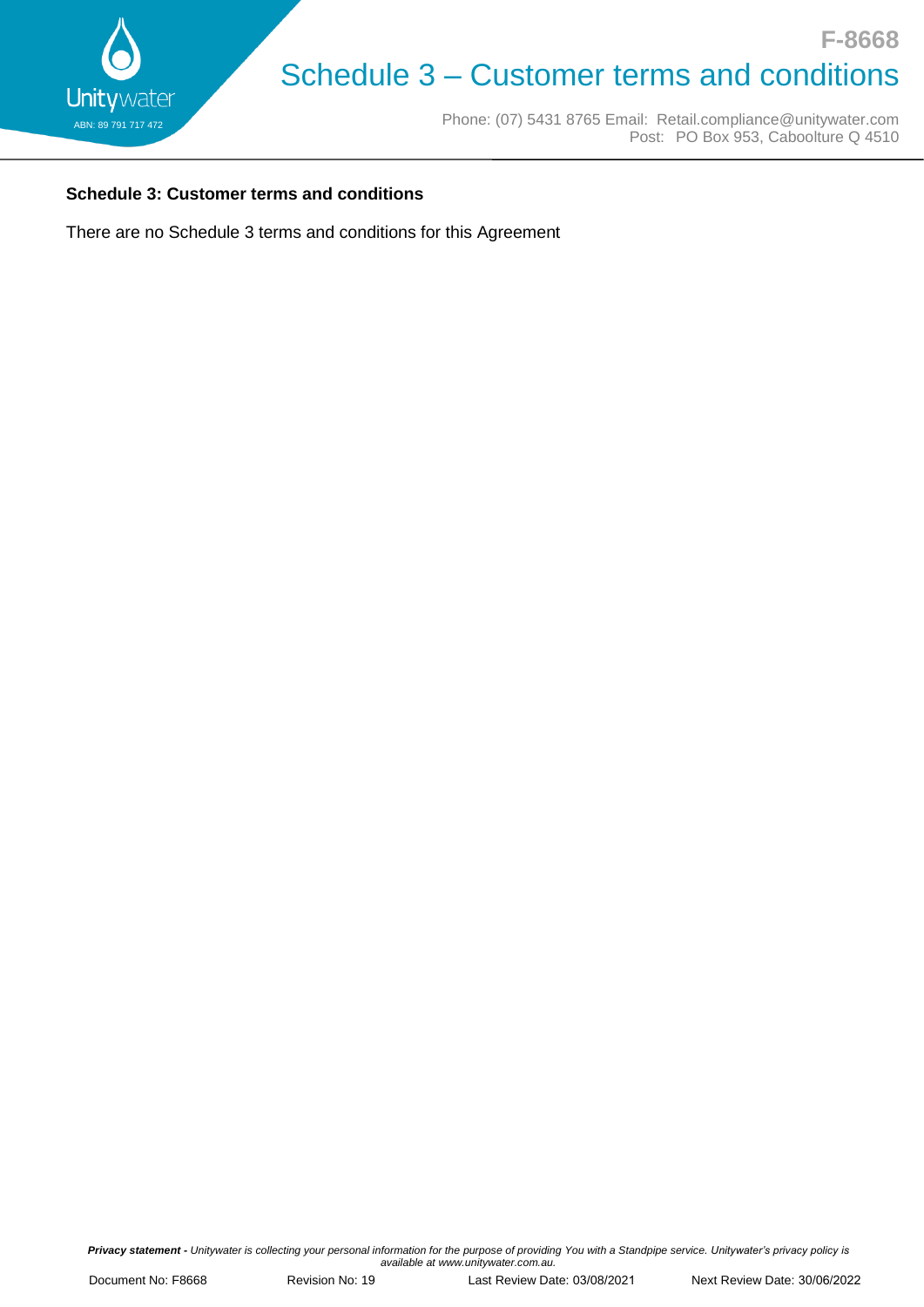**Schedule 3: Customer terms and conditions**

There are no Schedule 3 terms and conditions for this Agreement

***Privacy statement -** Unitywater is collecting your personal information for the purpose of providing You with a Standpipe service. Unitywater's privacy policy is available at www.unitywater.com.au.*